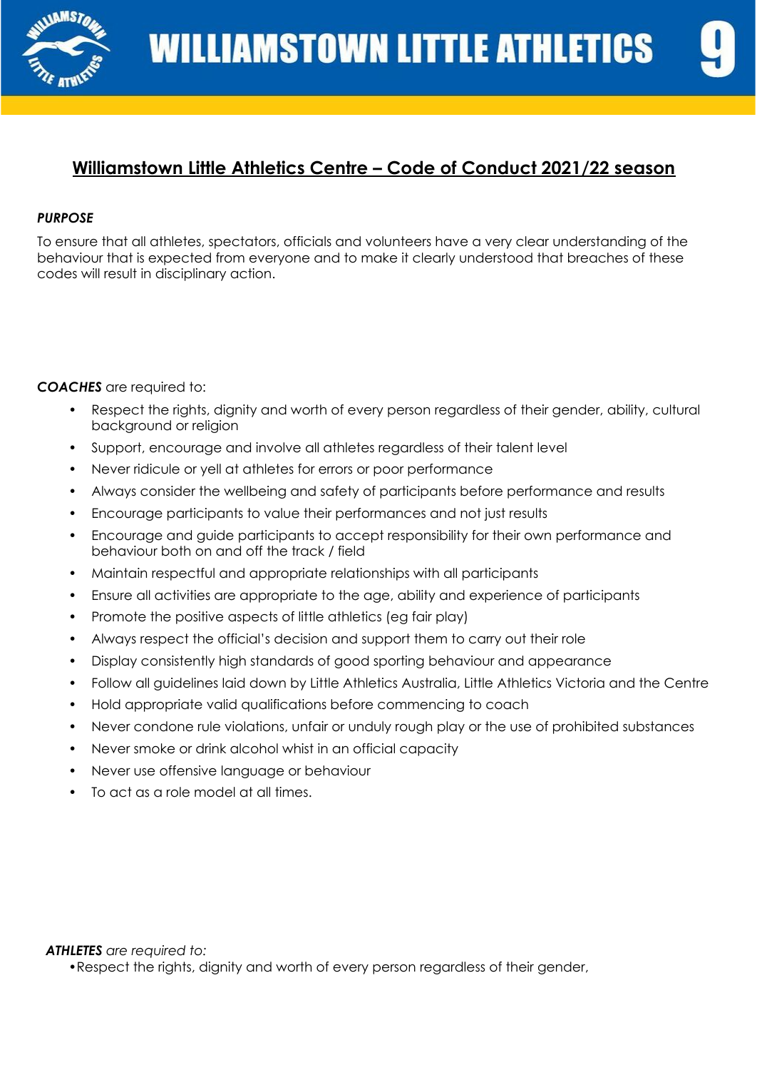# Williamstown Little Athletics Centre – Code of Conduct 2021/22 season

***PURPOSE***

To ensure that all athletes, spectators, officials and volunteers have a very clear understanding of the behaviour that is expected from everyone and to make it clearly understood that breaches of these codes will result in disciplinary action.

***COACHES*** are required to:

- Respect the rights, dignity and worth of every person regardless of their gender, ability, cultural background or religion
- Support, encourage and involve all athletes regardless of their talent level
- Never ridicule or yell at athletes for errors or poor performance
- Always consider the wellbeing and safety of participants before performance and results
- Encourage participants to value their performances and not just results
- Encourage and guide participants to accept responsibility for their own performance and behaviour both on and off the track / field
- Maintain respectful and appropriate relationships with all participants
- Ensure all activities are appropriate to the age, ability and experience of participants
- Promote the positive aspects of little athletics (eg fair play)
- Always respect the official's decision and support them to carry out their role
- Display consistently high standards of good sporting behaviour and appearance
- Follow all guidelines laid down by Little Athletics Australia, Little Athletics Victoria and the Centre
- Hold appropriate valid qualifications before commencing to coach
- Never condone rule violations, unfair or unduly rough play or the use of prohibited substances
- Never smoke or drink alcohol whist in an official capacity
- Never use offensive language or behaviour
- To act as a role model at all times.

***ATHLETES** are required to:*

- Respect the rights, dignity and worth of every person regardless of their gender,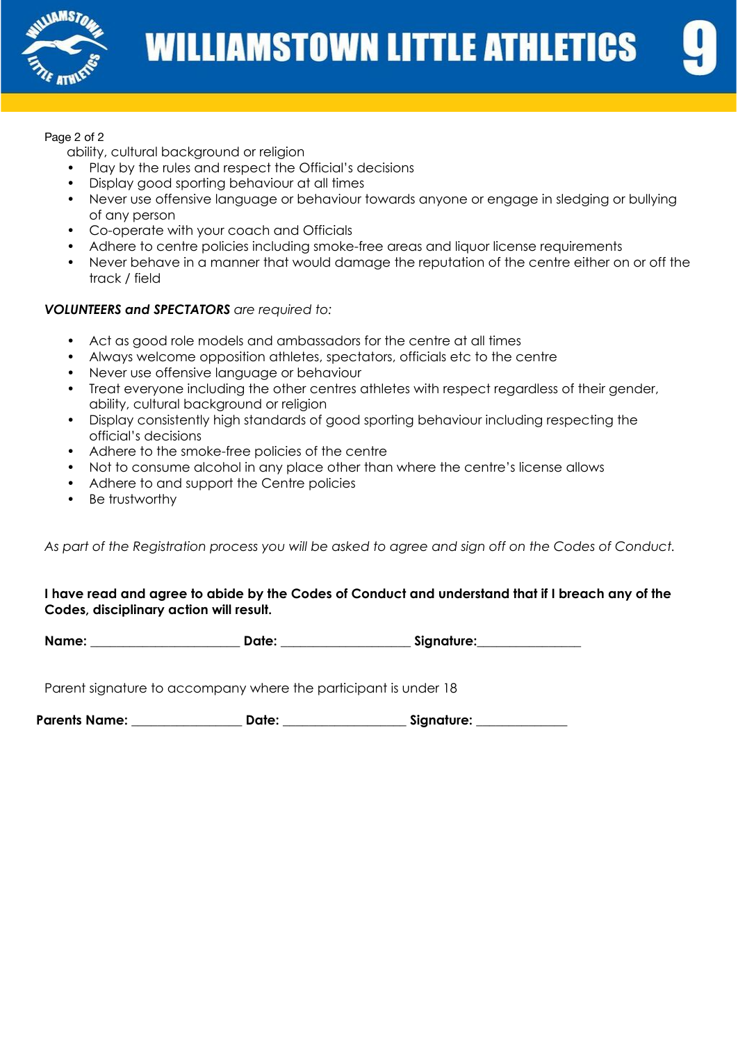ability, cultural background or religion

- Play by the rules and respect the Official's decisions
- Display good sporting behaviour at all times
- Never use offensive language or behaviour towards anyone or engage in sledging or bullying of any person
- Co-operate with your coach and Officials
- Adhere to centre policies including smoke-free areas and liquor license requirements
- Never behave in a manner that would damage the reputation of the centre either on or off the track / field

***VOLUNTEERS and SPECTATORS*** *are required to:*

- Act as good role models and ambassadors for the centre at all times
- Always welcome opposition athletes, spectators, officials etc to the centre
- Never use offensive language or behaviour
- Treat everyone including the other centres athletes with respect regardless of their gender, ability, cultural background or religion
- Display consistently high standards of good sporting behaviour including respecting the official's decisions
- Adhere to the smoke-free policies of the centre
- Not to consume alcohol in any place other than where the centre's license allows
- Adhere to and support the Centre policies
- Be trustworthy

*As part of the Registration process you will be asked to agree and sign off on the Codes of Conduct.*

**I have read and agree to abide by the Codes of Conduct and understand that if I breach any of the Codes, disciplinary action will result.**

**Name:** ______________________ **Date:** ___________________ **Signature:**_______________

Parent signature to accompany where the participant is under 18

**Parents Name:** ________________ **Date:** __________________ **Signature:** _____________